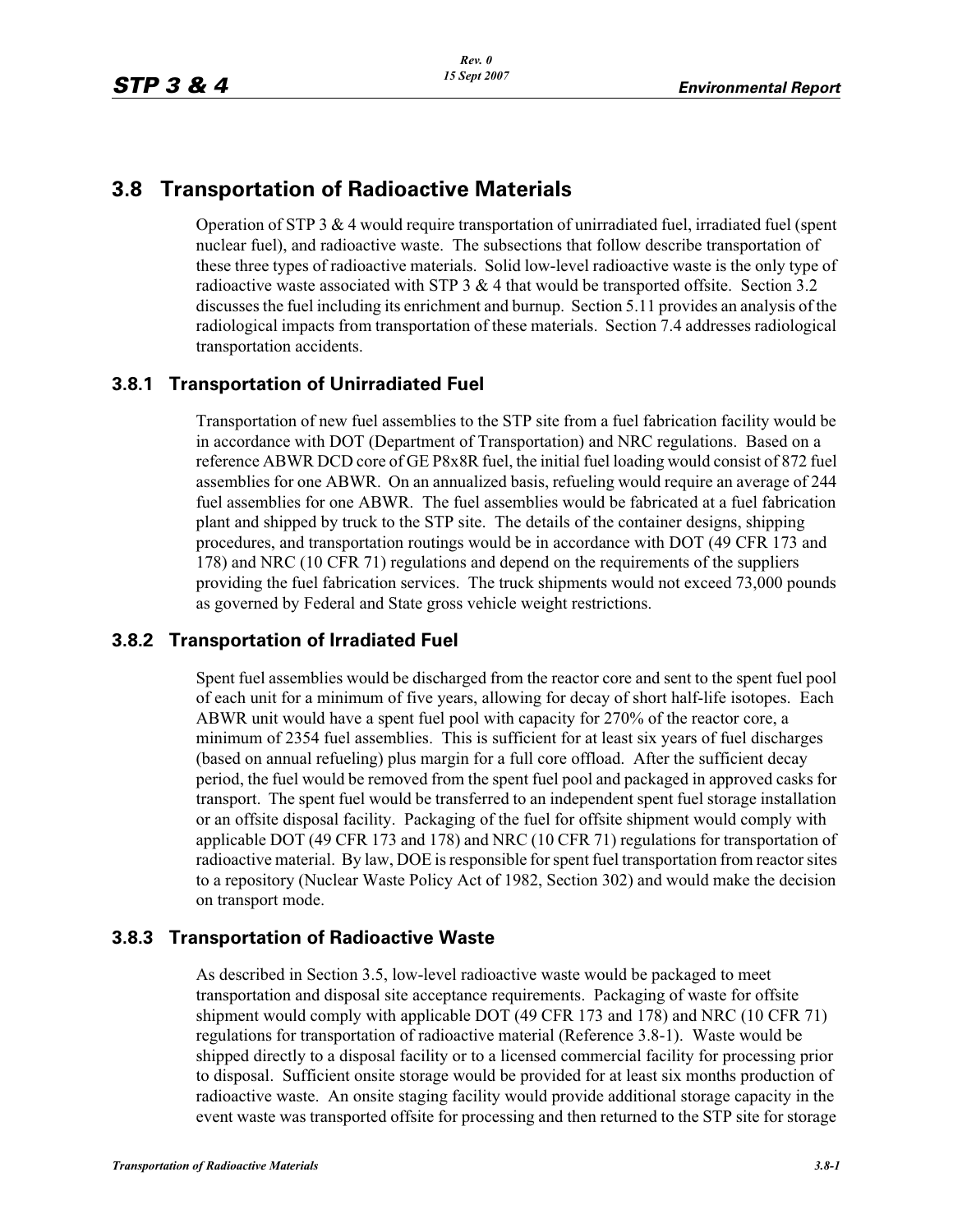## 3.8 Transportation of Radioactive Materials

Operation of STP 3 & 4 would require transportation of unirradiated fuel, irradiated fuel (spent nuclear fuel), and radioactive waste. The subsections that follow describe transportation of these three types of radioactive materials. Solid low-level radioactive waste is the only type of radioactive waste associated with STP 3 & 4 that would be transported offsite. Section 3.2 discusses the fuel including its enrichment and burnup. Section 5.11 provides an analysis of the radiological impacts from transportation of these materials. Section 7.4 addresses radiological transportation accidents.

### 3.8.1 Transportation of Unirradiated Fuel

Transportation of new fuel assemblies to the STP site from a fuel fabrication facility would be in accordance with DOT (Department of Transportation) and NRC regulations. Based on a reference ABWR DCD core of GE P8x8R fuel, the initial fuel loading would consist of 872 fuel assemblies for one ABWR. On an annualized basis, refueling would require an average of 244 fuel assemblies for one ABWR. The fuel assemblies would be fabricated at a fuel fabrication plant and shipped by truck to the STP site. The details of the container designs, shipping procedures, and transportation routings would be in accordance with DOT (49 CFR 173 and 178) and NRC (10 CFR 71) regulations and depend on the requirements of the suppliers providing the fuel fabrication services. The truck shipments would not exceed 73,000 pounds as governed by Federal and State gross vehicle weight restrictions.

### 3.8.2 Transportation of Irradiated Fuel

Spent fuel assemblies would be discharged from the reactor core and sent to the spent fuel pool of each unit for a minimum of five years, allowing for decay of short half-life isotopes. Each ABWR unit would have a spent fuel pool with capacity for 270% of the reactor core, a minimum of 2354 fuel assemblies. This is sufficient for at least six years of fuel discharges (based on annual refueling) plus margin for a full core offload. After the sufficient decay period, the fuel would be removed from the spent fuel pool and packaged in approved casks for transport. The spent fuel would be transferred to an independent spent fuel storage installation or an offsite disposal facility. Packaging of the fuel for offsite shipment would comply with applicable DOT (49 CFR 173 and 178) and NRC (10 CFR 71) regulations for transportation of radioactive material. By law, DOE is responsible for spent fuel transportation from reactor sites to a repository (Nuclear Waste Policy Act of 1982, Section 302) and would make the decision on transport mode.

### 3.8.3 Transportation of Radioactive Waste

As described in Section 3.5, low-level radioactive waste would be packaged to meet transportation and disposal site acceptance requirements. Packaging of waste for offsite shipment would comply with applicable DOT (49 CFR 173 and 178) and NRC (10 CFR 71) regulations for transportation of radioactive material (Reference 3.8-1). Waste would be shipped directly to a disposal facility or to a licensed commercial facility for processing prior to disposal. Sufficient onsite storage would be provided for at least six months production of radioactive waste. An onsite staging facility would provide additional storage capacity in the event waste was transported offsite for processing and then returned to the STP site for storage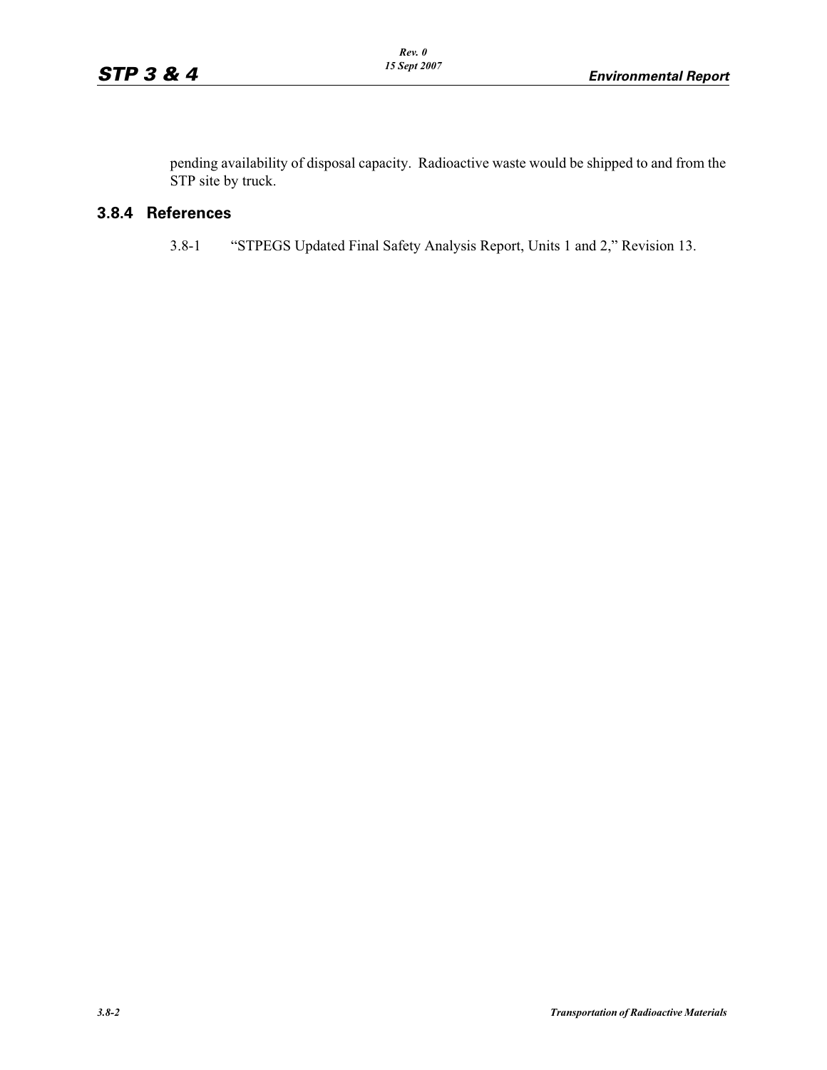pending availability of disposal capacity. Radioactive waste would be shipped to and from the STP site by truck.

### 3.8.4 References

3.8-1 "STPEGS Updated Final Safety Analysis Report, Units 1 and 2," Revision 13.